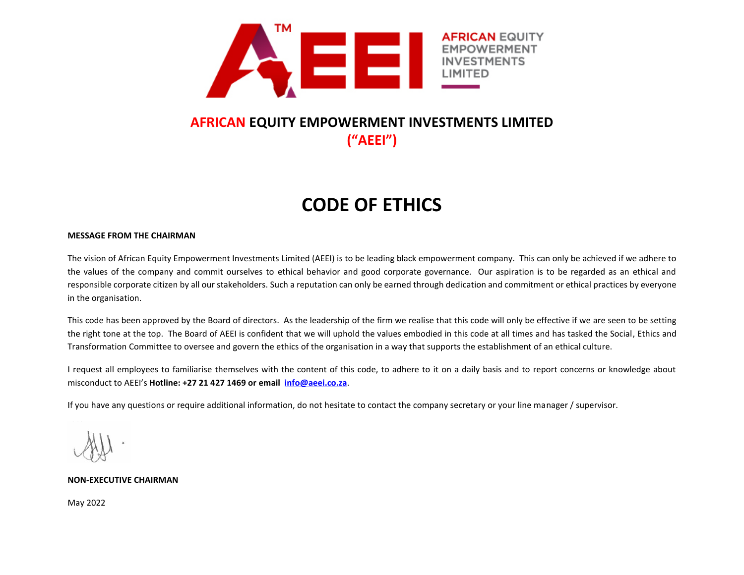# AFRICAN EQUITY EMPOWERMENT INVESTMENTS LIMITED
## ("AEEI")

# CODE OF ETHICS

**MESSAGE FROM THE CHAIRMAN**

The vision of African Equity Empowerment Investments Limited (AEEI) is to be leading black empowerment company. This can only be achieved if we adhere to the values of the company and commit ourselves to ethical behavior and good corporate governance. Our aspiration is to be regarded as an ethical and responsible corporate citizen by all our stakeholders. Such a reputation can only be earned through dedication and commitment or ethical practices by everyone in the organisation.

This code has been approved by the Board of directors. As the leadership of the firm we realise that this code will only be effective if we are seen to be setting the right tone at the top. The Board of AEEI is confident that we will uphold the values embodied in this code at all times and has tasked the Social, Ethics and Transformation Committee to oversee and govern the ethics of the organisation in a way that supports the establishment of an ethical culture.

I request all employees to familiarise themselves with the content of this code, to adhere to it on a daily basis and to report concerns or knowledge about misconduct to AEEI's **Hotline: +27 21 427 1469 or email** **info@aeei.co.za**.

If you have any questions or require additional information, do not hesitate to contact the company secretary or your line manager / supervisor.

**NON-EXECUTIVE CHAIRMAN**

May 2022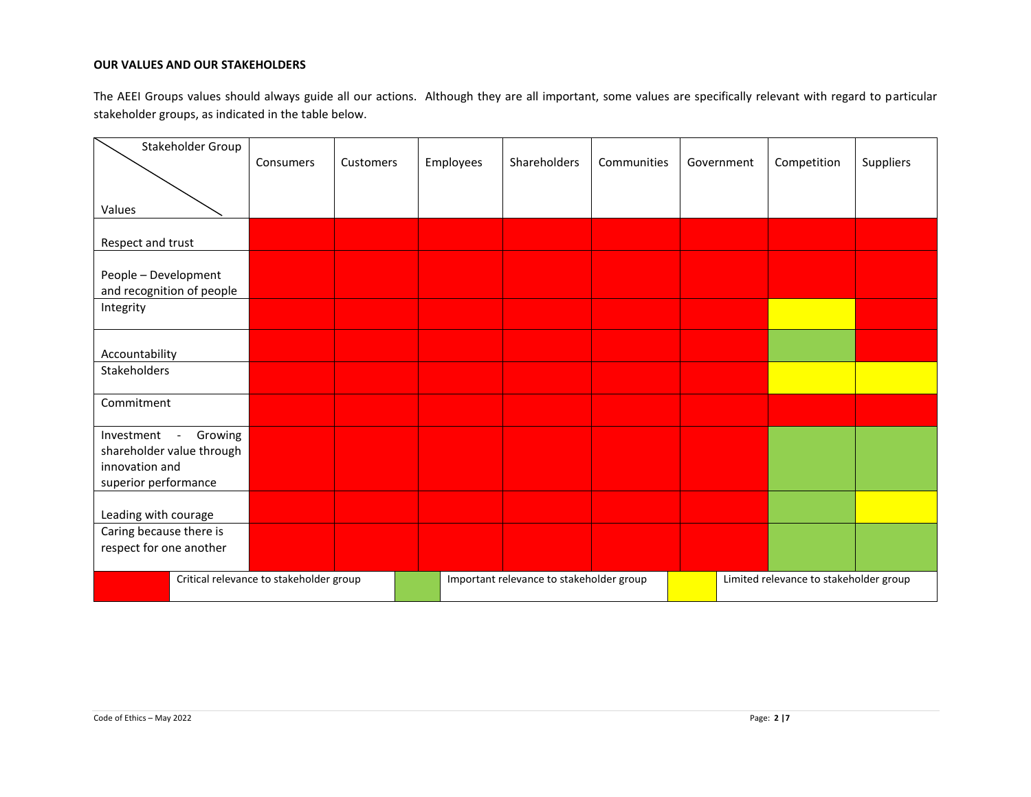**OUR VALUES AND OUR STAKEHOLDERS**

The AEEI Groups values should always guide all our actions. Although they are all important, some values are specifically relevant with regard to particular stakeholder groups, as indicated in the table below.

| Values \ Stakeholder Group | Consumers | Customers | Employees | Shareholders | Communities | Government | Competition | Suppliers |
|---|---|---|---|---|---|---|---|---|
| Respect and trust | Critical | Critical | Critical | Critical | Critical | Critical | Critical | Critical |
| People – Development and recognition of people | Critical | Critical | Critical | Critical | Critical | Critical | Critical | Critical |
| Integrity | Critical | Critical | Critical | Critical | Critical | Critical | Limited | Critical |
| Accountability | Critical | Critical | Critical | Critical | Critical | Critical | Important | Critical |
| Stakeholders | Critical | Critical | Critical | Critical | Critical | Critical | Limited | Limited |
| Commitment | Critical | Critical | Critical | Critical | Critical | Critical | Critical | Critical |
| Investment - Growing shareholder value through innovation and superior performance | Critical | Critical | Critical | Critical | Critical | Critical | Important | Important |
| Leading with courage | Critical | Critical | Critical | Critical | Critical | Critical | Important | Limited |
| Caring because there is respect for one another | Critical | Critical | Critical | Critical | Critical | Critical | Important | Important |

Legend: Critical (red) – Critical relevance to stakeholder group; Important (green) – Important relevance to stakeholder group; Limited (yellow) – Limited relevance to stakeholder group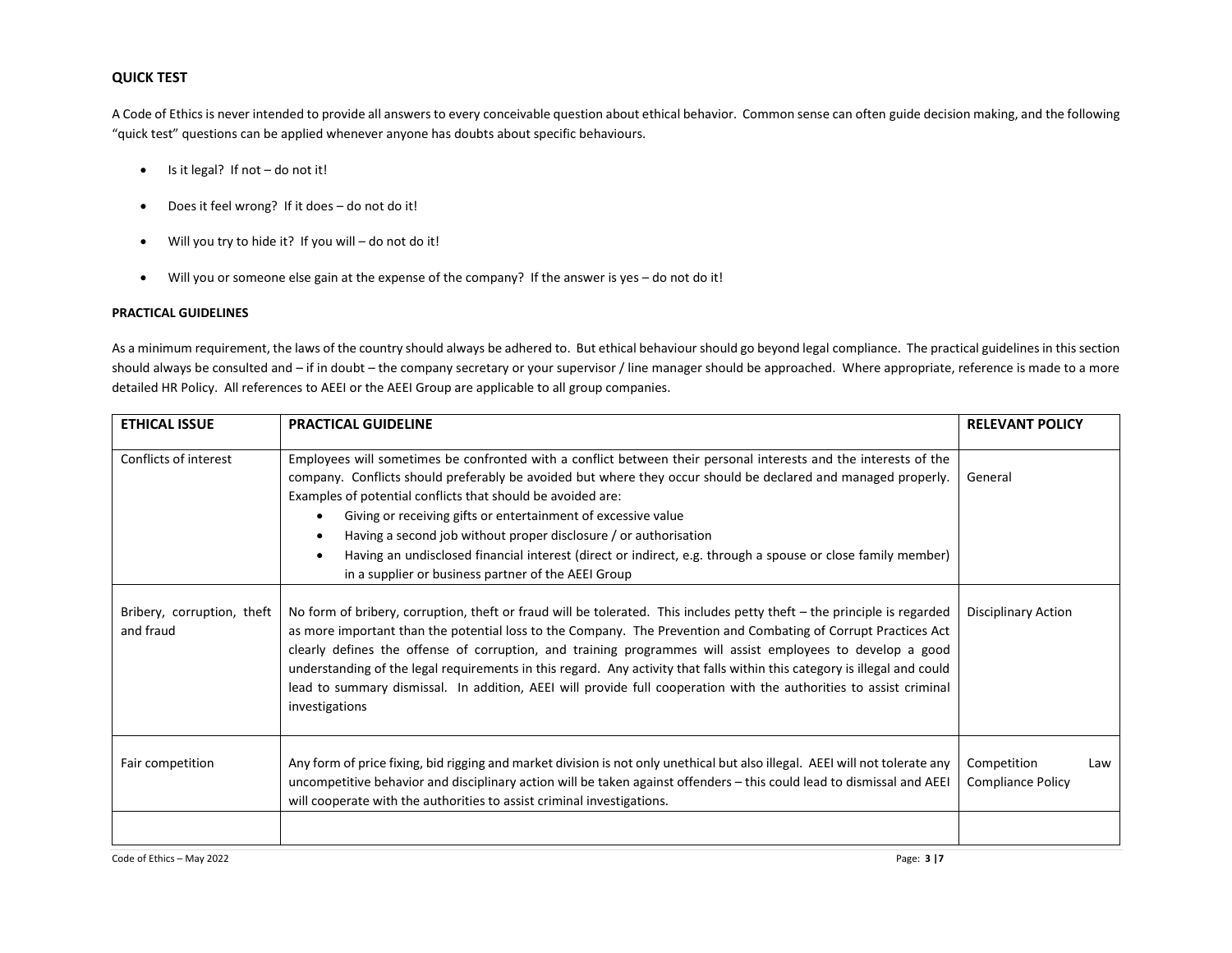## QUICK TEST

A Code of Ethics is never intended to provide all answers to every conceivable question about ethical behavior. Common sense can often guide decision making, and the following "quick test" questions can be applied whenever anyone has doubts about specific behaviours.

- Is it legal? If not – do not it!
- Does it feel wrong? If it does – do not do it!
- Will you try to hide it? If you will – do not do it!
- Will you or someone else gain at the expense of the company? If the answer is yes – do not do it!

### PRACTICAL GUIDELINES

As a minimum requirement, the laws of the country should always be adhered to. But ethical behaviour should go beyond legal compliance. The practical guidelines in this section should always be consulted and – if in doubt – the company secretary or your supervisor / line manager should be approached. Where appropriate, reference is made to a more detailed HR Policy. All references to AEEI or the AEEI Group are applicable to all group companies.

| ETHICAL ISSUE | PRACTICAL GUIDELINE | RELEVANT POLICY |
|---|---|---|
| Conflicts of interest | Employees will sometimes be confronted with a conflict between their personal interests and the interests of the company. Conflicts should preferably be avoided but where they occur should be declared and managed properly. Examples of potential conflicts that should be avoided are:<br>• Giving or receiving gifts or entertainment of excessive value<br>• Having a second job without proper disclosure / or authorisation<br>• Having an undisclosed financial interest (direct or indirect, e.g. through a spouse or close family member) in a supplier or business partner of the AEEI Group | General |
| Bribery, corruption, theft and fraud | No form of bribery, corruption, theft or fraud will be tolerated. This includes petty theft – the principle is regarded as more important than the potential loss to the Company. The Prevention and Combating of Corrupt Practices Act clearly defines the offense of corruption, and training programmes will assist employees to develop a good understanding of the legal requirements in this regard. Any activity that falls within this category is illegal and could lead to summary dismissal. In addition, AEEI will provide full cooperation with the authorities to assist criminal investigations | Disciplinary Action |
| Fair competition | Any form of price fixing, bid rigging and market division is not only unethical but also illegal. AEEI will not tolerate any uncompetitive behavior and disciplinary action will be taken against offenders – this could lead to dismissal and AEEI will cooperate with the authorities to assist criminal investigations. | Competition Law Compliance Policy |
| | | |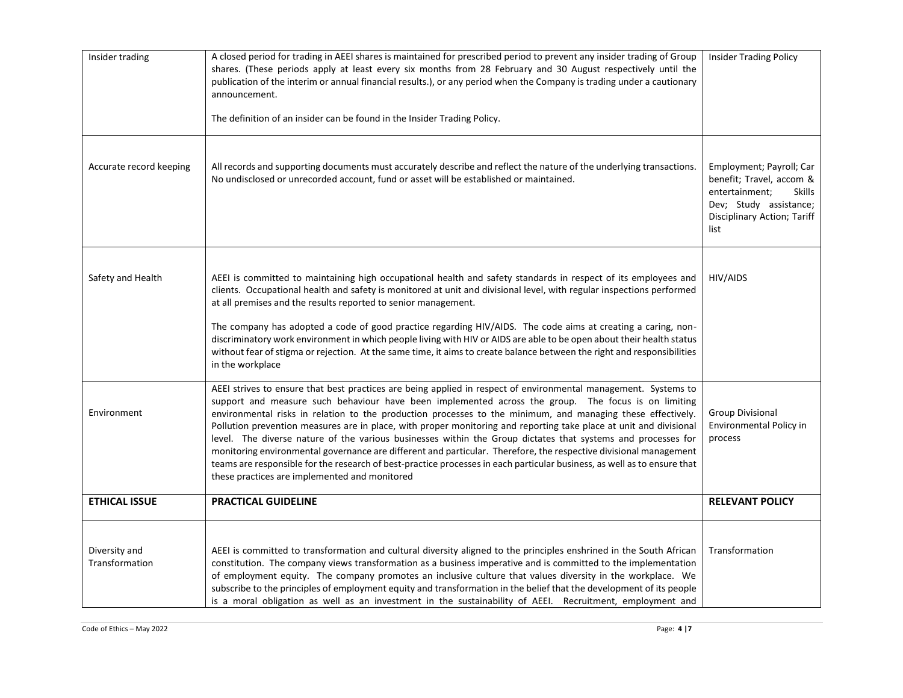| Insider trading | A closed period for trading in AEEI shares is maintained for prescribed period to prevent any insider trading of Group shares. (These periods apply at least every six months from 28 February and 30 August respectively until the publication of the interim or annual financial results.), or any period when the Company is trading under a cautionary announcement.<br><br>The definition of an insider can be found in the Insider Trading Policy. | Insider Trading Policy |
|---|---|---|
| Accurate record keeping | All records and supporting documents must accurately describe and reflect the nature of the underlying transactions. No undisclosed or unrecorded account, fund or asset will be established or maintained. | Employment; Payroll; Car benefit; Travel, accom & entertainment; Skills Dev; Study assistance; Disciplinary Action; Tariff list |
| Safety and Health | AEEI is committed to maintaining high occupational health and safety standards in respect of its employees and clients. Occupational health and safety is monitored at unit and divisional level, with regular inspections performed at all premises and the results reported to senior management.<br><br>The company has adopted a code of good practice regarding HIV/AIDS. The code aims at creating a caring, non-discriminatory work environment in which people living with HIV or AIDS are able to be open about their health status without fear of stigma or rejection. At the same time, it aims to create balance between the right and responsibilities in the workplace | HIV/AIDS |
| Environment | AEEI strives to ensure that best practices are being applied in respect of environmental management. Systems to support and measure such behaviour have been implemented across the group. The focus is on limiting environmental risks in relation to the production processes to the minimum, and managing these effectively. Pollution prevention measures are in place, with proper monitoring and reporting take place at unit and divisional level. The diverse nature of the various businesses within the Group dictates that systems and processes for monitoring environmental governance are different and particular. Therefore, the respective divisional management teams are responsible for the research of best-practice processes in each particular business, as well as to ensure that these practices are implemented and monitored | Group Divisional Environmental Policy in process |
| **ETHICAL ISSUE** | **PRACTICAL GUIDELINE** | **RELEVANT POLICY** |
| Diversity and Transformation | AEEI is committed to transformation and cultural diversity aligned to the principles enshrined in the South African constitution. The company views transformation as a business imperative and is committed to the implementation of employment equity. The company promotes an inclusive culture that values diversity in the workplace. We subscribe to the principles of employment equity and transformation in the belief that the development of its people is a moral obligation as well as an investment in the sustainability of AEEI. Recruitment, employment and | Transformation |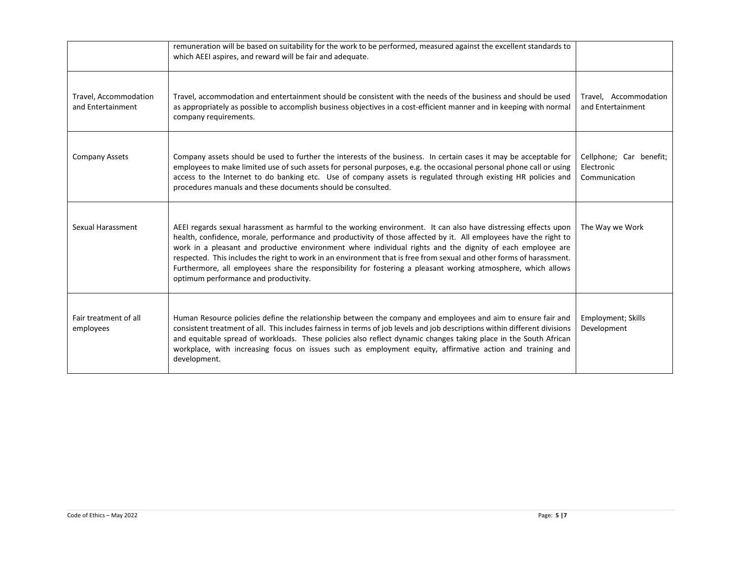| | | |
|---|---|---|
| | remuneration will be based on suitability for the work to be performed, measured against the excellent standards to which AEEI aspires, and reward will be fair and adequate. | |
| Travel, Accommodation and Entertainment | Travel, accommodation and entertainment should be consistent with the needs of the business and should be used as appropriately as possible to accomplish business objectives in a cost-efficient manner and in keeping with normal company requirements. | Travel, Accommodation and Entertainment |
| Company Assets | Company assets should be used to further the interests of the business. In certain cases it may be acceptable for employees to make limited use of such assets for personal purposes, e.g. the occasional personal phone call or using access to the Internet to do banking etc. Use of company assets is regulated through existing HR policies and procedures manuals and these documents should be consulted. | Cellphone; Car benefit; Electronic Communication |
| Sexual Harassment | AEEI regards sexual harassment as harmful to the working environment. It can also have distressing effects upon health, confidence, morale, performance and productivity of those affected by it. All employees have the right to work in a pleasant and productive environment where individual rights and the dignity of each employee are respected. This includes the right to work in an environment that is free from sexual and other forms of harassment. Furthermore, all employees share the responsibility for fostering a pleasant working atmosphere, which allows optimum performance and productivity. | The Way we Work |
| Fair treatment of all employees | Human Resource policies define the relationship between the company and employees and aim to ensure fair and consistent treatment of all. This includes fairness in terms of job levels and job descriptions within different divisions and equitable spread of workloads. These policies also reflect dynamic changes taking place in the South African workplace, with increasing focus on issues such as employment equity, affirmative action and training and development. | Employment; Skills Development |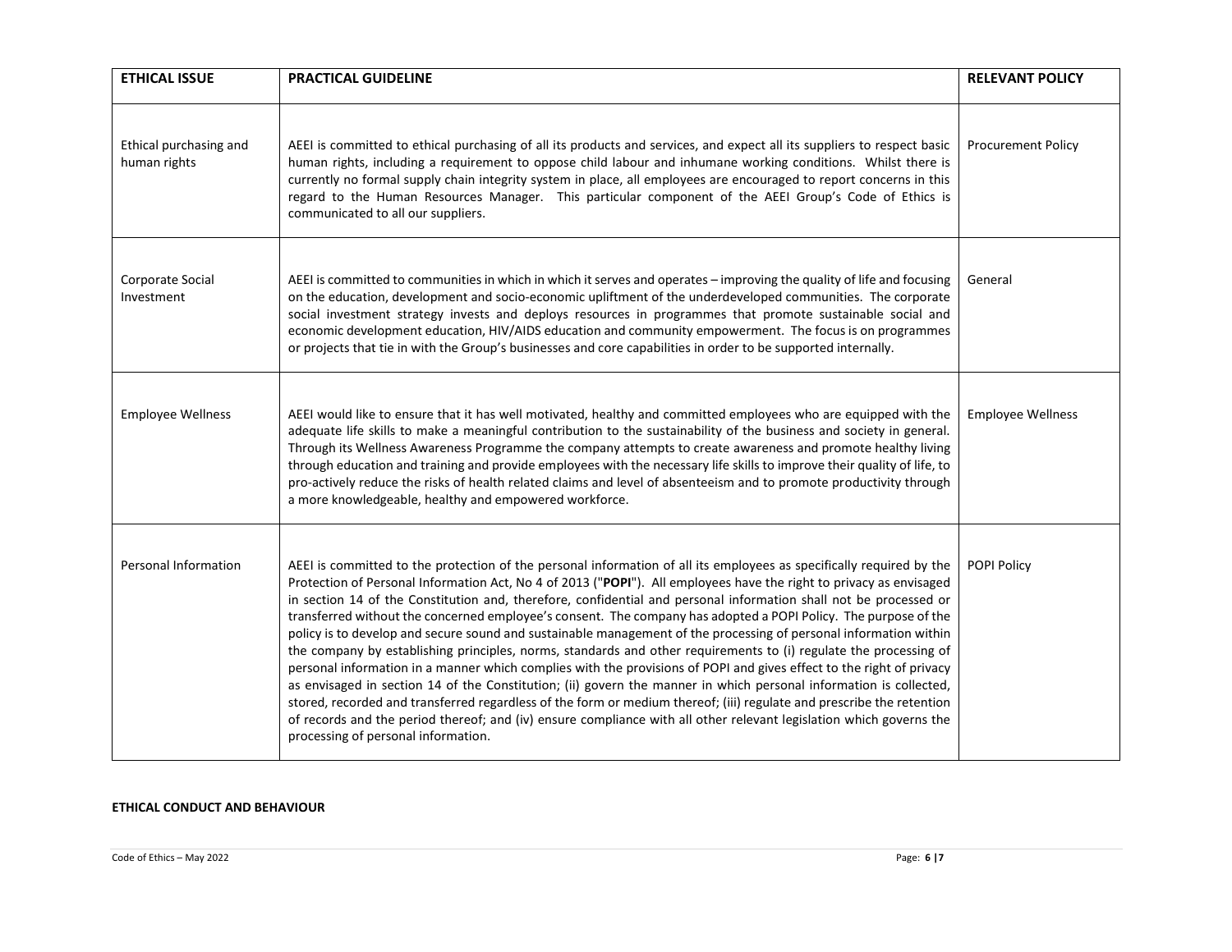| ETHICAL ISSUE | PRACTICAL GUIDELINE | RELEVANT POLICY |
|---|---|---|
| Ethical purchasing and human rights | AEEI is committed to ethical purchasing of all its products and services, and expect all its suppliers to respect basic human rights, including a requirement to oppose child labour and inhumane working conditions. Whilst there is currently no formal supply chain integrity system in place, all employees are encouraged to report concerns in this regard to the Human Resources Manager. This particular component of the AEEI Group's Code of Ethics is communicated to all our suppliers. | Procurement Policy |
| Corporate Social Investment | AEEI is committed to communities in which in which it serves and operates – improving the quality of life and focusing on the education, development and socio-economic upliftment of the underdeveloped communities. The corporate social investment strategy invests and deploys resources in programmes that promote sustainable social and economic development education, HIV/AIDS education and community empowerment. The focus is on programmes or projects that tie in with the Group's businesses and core capabilities in order to be supported internally. | General |
| Employee Wellness | AEEI would like to ensure that it has well motivated, healthy and committed employees who are equipped with the adequate life skills to make a meaningful contribution to the sustainability of the business and society in general. Through its Wellness Awareness Programme the company attempts to create awareness and promote healthy living through education and training and provide employees with the necessary life skills to improve their quality of life, to pro-actively reduce the risks of health related claims and level of absenteeism and to promote productivity through a more knowledgeable, healthy and empowered workforce. | Employee Wellness |
| Personal Information | AEEI is committed to the protection of the personal information of all its employees as specifically required by the Protection of Personal Information Act, No 4 of 2013 ("**POPI**"). All employees have the right to privacy as envisaged in section 14 of the Constitution and, therefore, confidential and personal information shall not be processed or transferred without the concerned employee's consent. The company has adopted a POPI Policy. The purpose of the policy is to develop and secure sound and sustainable management of the processing of personal information within the company by establishing principles, norms, standards and other requirements to (i) regulate the processing of personal information in a manner which complies with the provisions of POPI and gives effect to the right of privacy as envisaged in section 14 of the Constitution; (ii) govern the manner in which personal information is collected, stored, recorded and transferred regardless of the form or medium thereof; (iii) regulate and prescribe the retention of records and the period thereof; and (iv) ensure compliance with all other relevant legislation which governs the processing of personal information. | POPI Policy |

**ETHICAL CONDUCT AND BEHAVIOUR**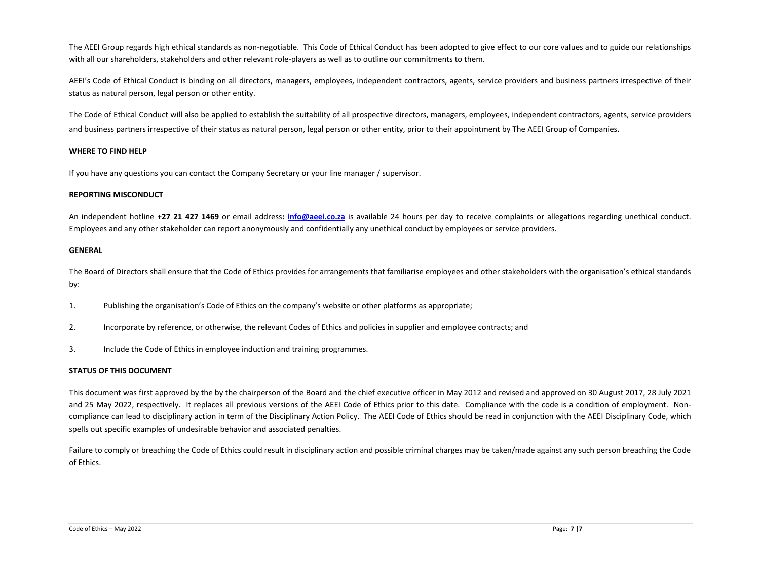The AEEI Group regards high ethical standards as non-negotiable. This Code of Ethical Conduct has been adopted to give effect to our core values and to guide our relationships with all our shareholders, stakeholders and other relevant role-players as well as to outline our commitments to them.

AEEI's Code of Ethical Conduct is binding on all directors, managers, employees, independent contractors, agents, service providers and business partners irrespective of their status as natural person, legal person or other entity.

The Code of Ethical Conduct will also be applied to establish the suitability of all prospective directors, managers, employees, independent contractors, agents, service providers and business partners irrespective of their status as natural person, legal person or other entity, prior to their appointment by The AEEI Group of Companies.

**WHERE TO FIND HELP**

If you have any questions you can contact the Company Secretary or your line manager / supervisor.

**REPORTING MISCONDUCT**

An independent hotline **+27 21 427 1469** or email address**:** **info@aeei.co.za** is available 24 hours per day to receive complaints or allegations regarding unethical conduct. Employees and any other stakeholder can report anonymously and confidentially any unethical conduct by employees or service providers.

**GENERAL**

The Board of Directors shall ensure that the Code of Ethics provides for arrangements that familiarise employees and other stakeholders with the organisation's ethical standards by:

1. Publishing the organisation's Code of Ethics on the company's website or other platforms as appropriate;
2. Incorporate by reference, or otherwise, the relevant Codes of Ethics and policies in supplier and employee contracts; and
3. Include the Code of Ethics in employee induction and training programmes.

**STATUS OF THIS DOCUMENT**

This document was first approved by the by the chairperson of the Board and the chief executive officer in May 2012 and revised and approved on 30 August 2017, 28 July 2021 and 25 May 2022, respectively. It replaces all previous versions of the AEEI Code of Ethics prior to this date. Compliance with the code is a condition of employment. Non-compliance can lead to disciplinary action in term of the Disciplinary Action Policy. The AEEI Code of Ethics should be read in conjunction with the AEEI Disciplinary Code, which spells out specific examples of undesirable behavior and associated penalties.

Failure to comply or breaching the Code of Ethics could result in disciplinary action and possible criminal charges may be taken/made against any such person breaching the Code of Ethics.